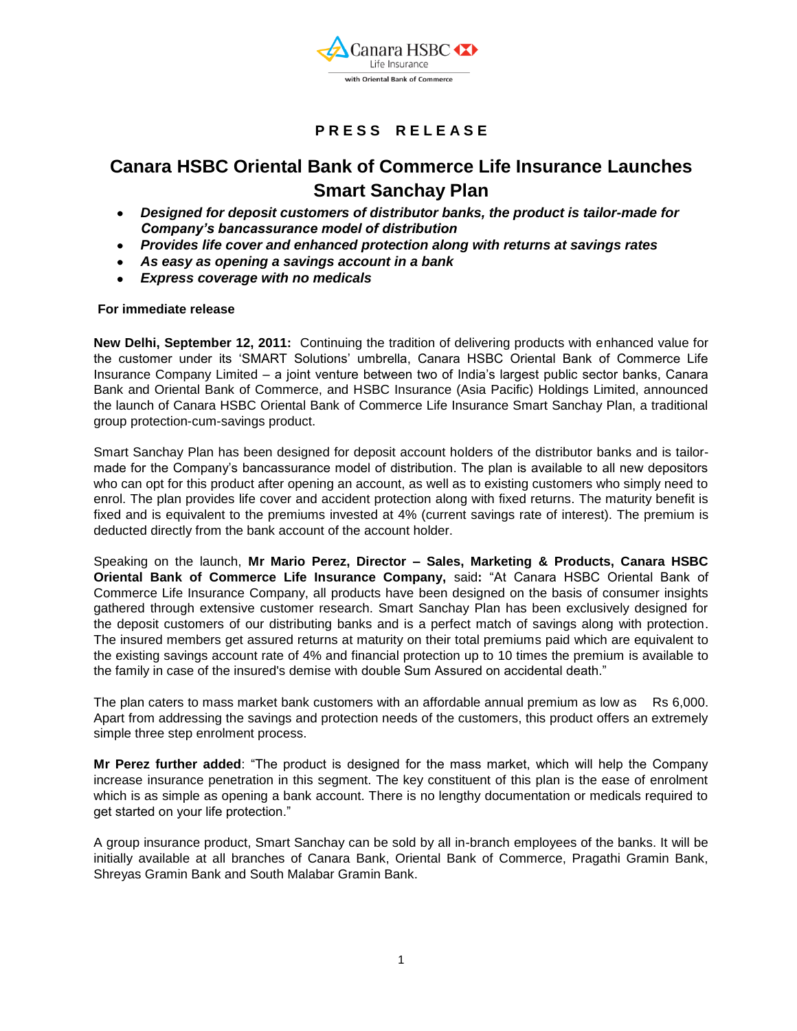Canara HSBC Life Insurance
with Oriental Bank of Commerce

**PRESS RELEASE**

# Canara HSBC Oriental Bank of Commerce Life Insurance Launches Smart Sanchay Plan

- ***Designed for deposit customers of distributor banks, the product is tailor-made for Company's bancassurance model of distribution***
- ***Provides life cover and enhanced protection along with returns at savings rates***
- ***As easy as opening a savings account in a bank***
- ***Express coverage with no medicals***

**For immediate release**

**New Delhi, September 12, 2011:** Continuing the tradition of delivering products with enhanced value for the customer under its 'SMART Solutions' umbrella, Canara HSBC Oriental Bank of Commerce Life Insurance Company Limited – a joint venture between two of India's largest public sector banks, Canara Bank and Oriental Bank of Commerce, and HSBC Insurance (Asia Pacific) Holdings Limited, announced the launch of Canara HSBC Oriental Bank of Commerce Life Insurance Smart Sanchay Plan, a traditional group protection-cum-savings product.

Smart Sanchay Plan has been designed for deposit account holders of the distributor banks and is tailor-made for the Company's bancassurance model of distribution. The plan is available to all new depositors who can opt for this product after opening an account, as well as to existing customers who simply need to enrol. The plan provides life cover and accident protection along with fixed returns. The maturity benefit is fixed and is equivalent to the premiums invested at 4% (current savings rate of interest). The premium is deducted directly from the bank account of the account holder.

Speaking on the launch, **Mr Mario Perez, Director – Sales, Marketing & Products, Canara HSBC Oriental Bank of Commerce Life Insurance Company,** said**:** "At Canara HSBC Oriental Bank of Commerce Life Insurance Company, all products have been designed on the basis of consumer insights gathered through extensive customer research. Smart Sanchay Plan has been exclusively designed for the deposit customers of our distributing banks and is a perfect match of savings along with protection. The insured members get assured returns at maturity on their total premiums paid which are equivalent to the existing savings account rate of 4% and financial protection up to 10 times the premium is available to the family in case of the insured's demise with double Sum Assured on accidental death."

The plan caters to mass market bank customers with an affordable annual premium as low as Rs 6,000. Apart from addressing the savings and protection needs of the customers, this product offers an extremely simple three step enrolment process.

**Mr Perez further added**: "The product is designed for the mass market, which will help the Company increase insurance penetration in this segment. The key constituent of this plan is the ease of enrolment which is as simple as opening a bank account. There is no lengthy documentation or medicals required to get started on your life protection."

A group insurance product, Smart Sanchay can be sold by all in-branch employees of the banks. It will be initially available at all branches of Canara Bank, Oriental Bank of Commerce, Pragathi Gramin Bank, Shreyas Gramin Bank and South Malabar Gramin Bank.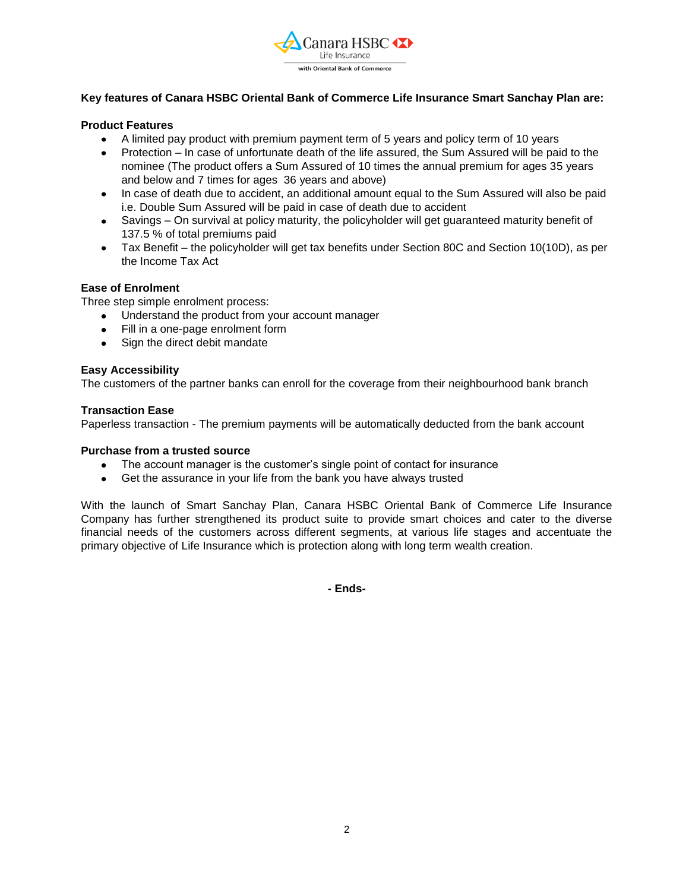**Key features of Canara HSBC Oriental Bank of Commerce Life Insurance Smart Sanchay Plan are:**

**Product Features**

- A limited pay product with premium payment term of 5 years and policy term of 10 years
- Protection – In case of unfortunate death of the life assured, the Sum Assured will be paid to the nominee (The product offers a Sum Assured of 10 times the annual premium for ages 35 years and below and 7 times for ages 36 years and above)
- In case of death due to accident, an additional amount equal to the Sum Assured will also be paid i.e. Double Sum Assured will be paid in case of death due to accident
- Savings – On survival at policy maturity, the policyholder will get guaranteed maturity benefit of 137.5 % of total premiums paid
- Tax Benefit – the policyholder will get tax benefits under Section 80C and Section 10(10D), as per the Income Tax Act

**Ease of Enrolment**

Three step simple enrolment process:

- Understand the product from your account manager
- Fill in a one-page enrolment form
- Sign the direct debit mandate

**Easy Accessibility**

The customers of the partner banks can enroll for the coverage from their neighbourhood bank branch

**Transaction Ease**

Paperless transaction - The premium payments will be automatically deducted from the bank account

**Purchase from a trusted source**

- The account manager is the customer's single point of contact for insurance
- Get the assurance in your life from the bank you have always trusted

With the launch of Smart Sanchay Plan, Canara HSBC Oriental Bank of Commerce Life Insurance Company has further strengthened its product suite to provide smart choices and cater to the diverse financial needs of the customers across different segments, at various life stages and accentuate the primary objective of Life Insurance which is protection along with long term wealth creation.

**- Ends-**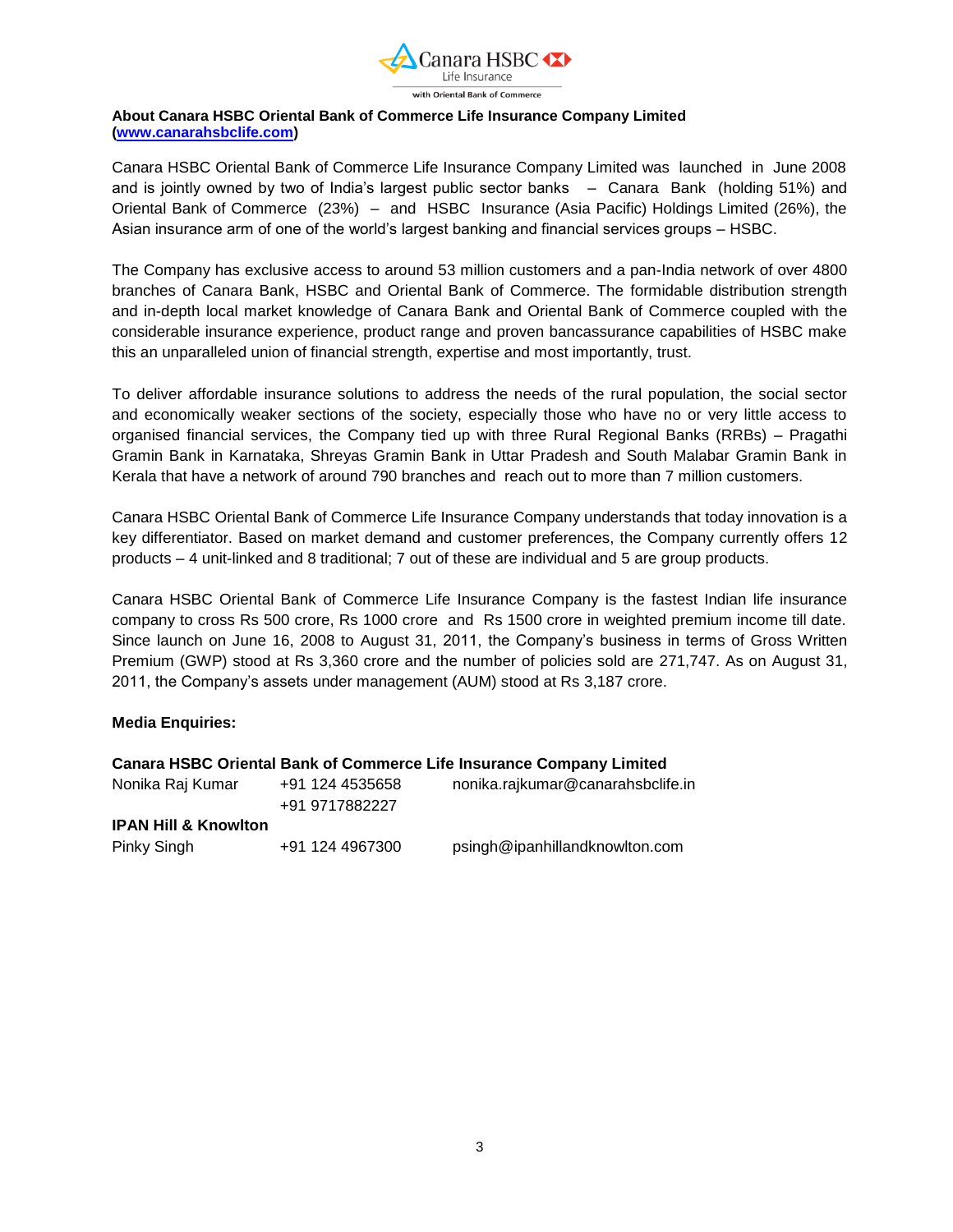**About Canara HSBC Oriental Bank of Commerce Life Insurance Company Limited ([www.canarahsbclife.com](http://www.canarahsbclife.com))**

Canara HSBC Oriental Bank of Commerce Life Insurance Company Limited was launched in June 2008 and is jointly owned by two of India's largest public sector banks – Canara Bank (holding 51%) and Oriental Bank of Commerce (23%) – and HSBC Insurance (Asia Pacific) Holdings Limited (26%), the Asian insurance arm of one of the world's largest banking and financial services groups – HSBC.

The Company has exclusive access to around 53 million customers and a pan-India network of over 4800 branches of Canara Bank, HSBC and Oriental Bank of Commerce. The formidable distribution strength and in-depth local market knowledge of Canara Bank and Oriental Bank of Commerce coupled with the considerable insurance experience, product range and proven bancassurance capabilities of HSBC make this an unparalleled union of financial strength, expertise and most importantly, trust.

To deliver affordable insurance solutions to address the needs of the rural population, the social sector and economically weaker sections of the society, especially those who have no or very little access to organised financial services, the Company tied up with three Rural Regional Banks (RRBs) – Pragathi Gramin Bank in Karnataka, Shreyas Gramin Bank in Uttar Pradesh and South Malabar Gramin Bank in Kerala that have a network of around 790 branches and reach out to more than 7 million customers.

Canara HSBC Oriental Bank of Commerce Life Insurance Company understands that today innovation is a key differentiator. Based on market demand and customer preferences, the Company currently offers 12 products – 4 unit-linked and 8 traditional; 7 out of these are individual and 5 are group products.

Canara HSBC Oriental Bank of Commerce Life Insurance Company is the fastest Indian life insurance company to cross Rs 500 crore, Rs 1000 crore and Rs 1500 crore in weighted premium income till date. Since launch on June 16, 2008 to August 31, 2011, the Company's business in terms of Gross Written Premium (GWP) stood at Rs 3,360 crore and the number of policies sold are 271,747. As on August 31, 2011, the Company's assets under management (AUM) stood at Rs 3,187 crore.

**Media Enquiries:**

**Canara HSBC Oriental Bank of Commerce Life Insurance Company Limited**

| | | |
|---|---|---|
| Nonika Raj Kumar | +91 124 4535658<br>+91 9717882227 | nonika.rajkumar@canarahsbclife.in |
| **IPAN Hill & Knowlton** | | |
| Pinky Singh | +91 124 4967300 | psingh@ipanhillandknowlton.com |